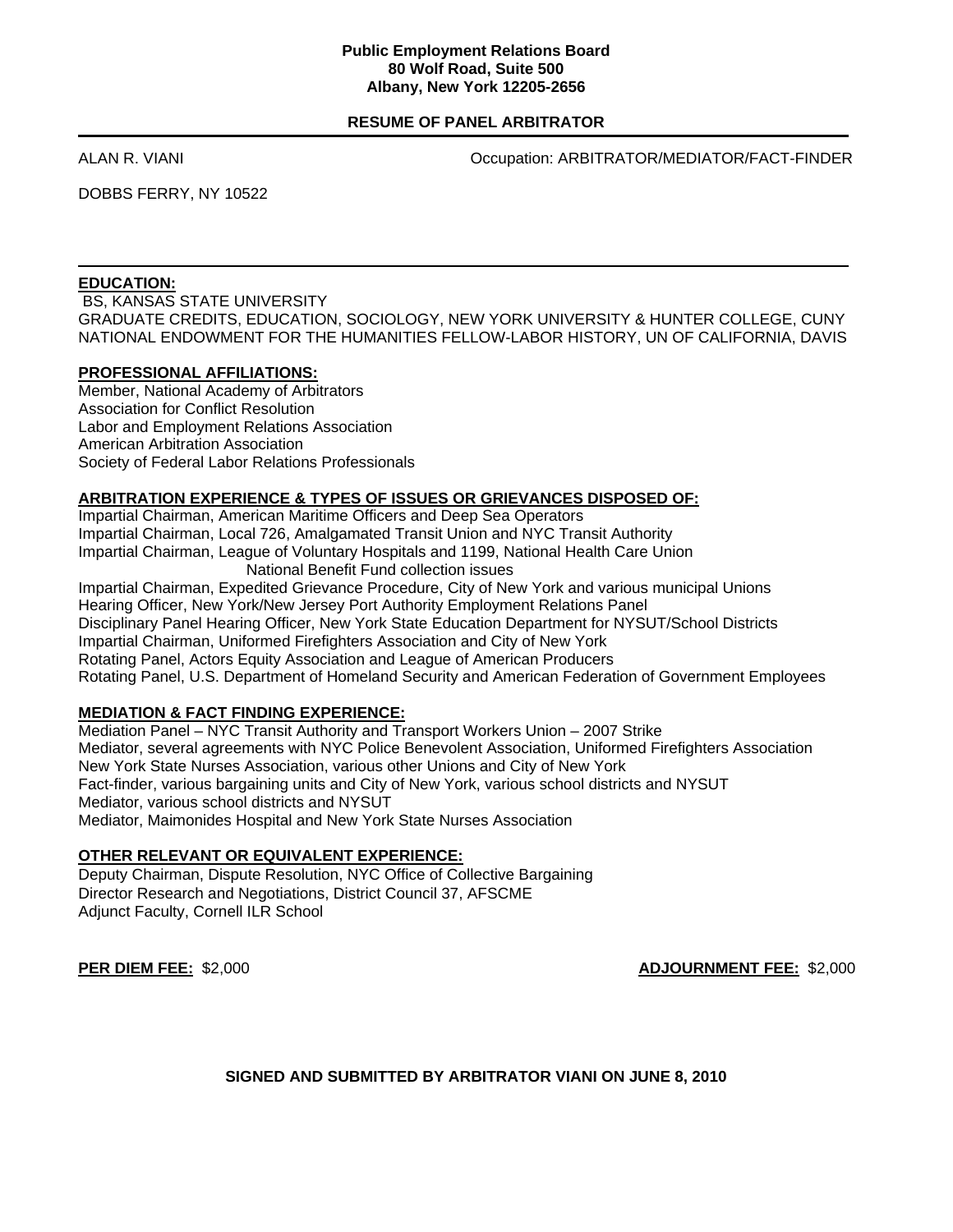**Public Employment Relations Board**
**80 Wolf Road, Suite 500**
**Albany, New York 12205-2656**

## RESUME OF PANEL ARBITRATOR

ALAN R. VIANI

Occupation: ARBITRATOR/MEDIATOR/FACT-FINDER

DOBBS FERRY, NY 10522

---

### EDUCATION:

BS, KANSAS STATE UNIVERSITY
GRADUATE CREDITS, EDUCATION, SOCIOLOGY, NEW YORK UNIVERSITY & HUNTER COLLEGE, CUNY
NATIONAL ENDOWMENT FOR THE HUMANITIES FELLOW-LABOR HISTORY, UN OF CALIFORNIA, DAVIS

### PROFESSIONAL AFFILIATIONS:

Member, National Academy of Arbitrators
Association for Conflict Resolution
Labor and Employment Relations Association
American Arbitration Association
Society of Federal Labor Relations Professionals

### ARBITRATION EXPERIENCE & TYPES OF ISSUES OR GRIEVANCES DISPOSED OF:

Impartial Chairman, American Maritime Officers and Deep Sea Operators
Impartial Chairman, Local 726, Amalgamated Transit Union and NYC Transit Authority
Impartial Chairman, League of Voluntary Hospitals and 1199, National Health Care Union
National Benefit Fund collection issues
Impartial Chairman, Expedited Grievance Procedure, City of New York and various municipal Unions
Hearing Officer, New York/New Jersey Port Authority Employment Relations Panel
Disciplinary Panel Hearing Officer, New York State Education Department for NYSUT/School Districts
Impartial Chairman, Uniformed Firefighters Association and City of New York
Rotating Panel, Actors Equity Association and League of American Producers
Rotating Panel, U.S. Department of Homeland Security and American Federation of Government Employees

### MEDIATION & FACT FINDING EXPERIENCE:

Mediation Panel – NYC Transit Authority and Transport Workers Union – 2007 Strike
Mediator, several agreements with NYC Police Benevolent Association, Uniformed Firefighters Association
New York State Nurses Association, various other Unions and City of New York
Fact-finder, various bargaining units and City of New York, various school districts and NYSUT
Mediator, various school districts and NYSUT
Mediator, Maimonides Hospital and New York State Nurses Association

### OTHER RELEVANT OR EQUIVALENT EXPERIENCE:

Deputy Chairman, Dispute Resolution, NYC Office of Collective Bargaining
Director Research and Negotiations, District Council 37, AFSCME
Adjunct Faculty, Cornell ILR School

**PER DIEM FEE:** $2,000

**ADJOURNMENT FEE:** $2,000

**SIGNED AND SUBMITTED BY ARBITRATOR VIANI ON JUNE 8, 2010**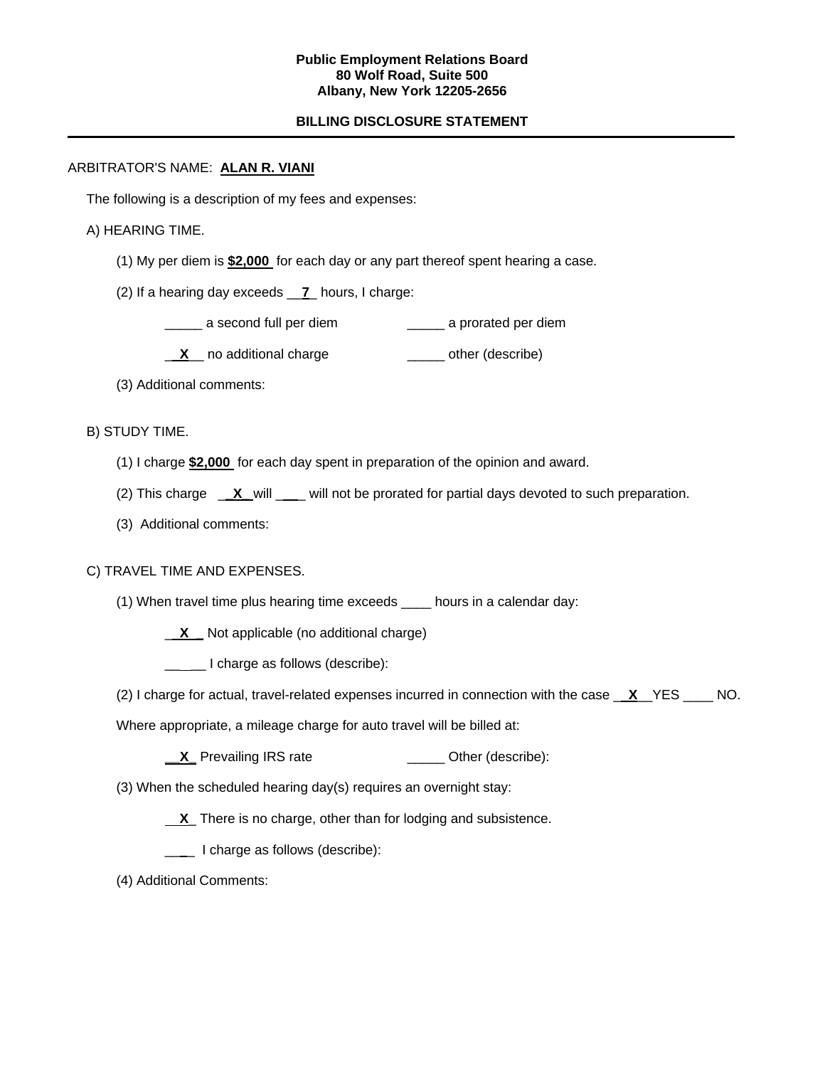**Public Employment Relations Board**
**80 Wolf Road, Suite 500**
**Albany, New York 12205-2656**

**BILLING DISCLOSURE STATEMENT**

---

ARBITRATOR'S NAME: **ALAN R. VIANI**

The following is a description of my fees and expenses:

A) HEARING TIME.

(1) My per diem is **$2,000** for each day or any part thereof spent hearing a case.

(2) If a hearing day exceeds __**7**_ hours, I charge:

_____ a second full per diem _____ a prorated per diem

_**X**__ no additional charge _____ other (describe)

(3) Additional comments:

B) STUDY TIME.

(1) I charge **$2,000** for each day spent in preparation of the opinion and award.

(2) This charge _**X**_ will ___ will not be prorated for partial days devoted to such preparation.

(3) Additional comments:

C) TRAVEL TIME AND EXPENSES.

(1) When travel time plus hearing time exceeds ____ hours in a calendar day:

_**X**_ Not applicable (no additional charge)

_____ I charge as follows (describe):

(2) I charge for actual, travel-related expenses incurred in connection with the case __**X**__YES ____ NO.

Where appropriate, a mileage charge for auto travel will be billed at:

__**X**_ Prevailing IRS rate _____ Other (describe):

(3) When the scheduled hearing day(s) requires an overnight stay:

__**X**_ There is no charge, other than for lodging and subsistence.

____ I charge as follows (describe):

(4) Additional Comments: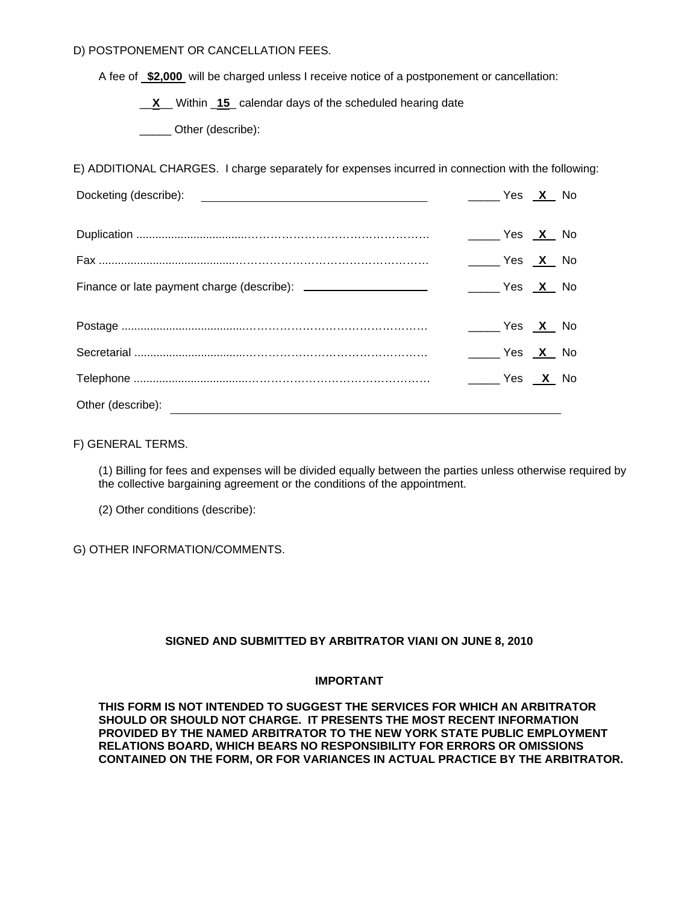D) POSTPONEMENT OR CANCELLATION FEES.

A fee of **$2,000** will be charged unless I receive notice of a postponement or cancellation:

__X__ Within __15__ calendar days of the scheduled hearing date

_____ Other (describe):

E) ADDITIONAL CHARGES. I charge separately for expenses incurred in connection with the following:

| | |
|---|---|
| Docketing (describe): ____________________ | _____ Yes __X__ No |
| Duplication .................................................................................. | _____ Yes __X__ No |
| Fax ................................................................................................ | _____ Yes __X__ No |
| Finance or late payment charge (describe): ____________________ | _____ Yes __X__ No |
| Postage ......................................................................................... | _____ Yes __X__ No |
| Secretarial .................................................................................... | _____ Yes __X__ No |
| Telephone ..................................................................................... | _____ Yes __X__ No |
| Other (describe): ____________________ | |

F) GENERAL TERMS.

(1) Billing for fees and expenses will be divided equally between the parties unless otherwise required by the collective bargaining agreement or the conditions of the appointment.

(2) Other conditions (describe):

G) OTHER INFORMATION/COMMENTS.

**SIGNED AND SUBMITTED BY ARBITRATOR VIANI ON JUNE 8, 2010**

**IMPORTANT**

**THIS FORM IS NOT INTENDED TO SUGGEST THE SERVICES FOR WHICH AN ARBITRATOR SHOULD OR SHOULD NOT CHARGE. IT PRESENTS THE MOST RECENT INFORMATION PROVIDED BY THE NAMED ARBITRATOR TO THE NEW YORK STATE PUBLIC EMPLOYMENT RELATIONS BOARD, WHICH BEARS NO RESPONSIBILITY FOR ERRORS OR OMISSIONS CONTAINED ON THE FORM, OR FOR VARIANCES IN ACTUAL PRACTICE BY THE ARBITRATOR.**